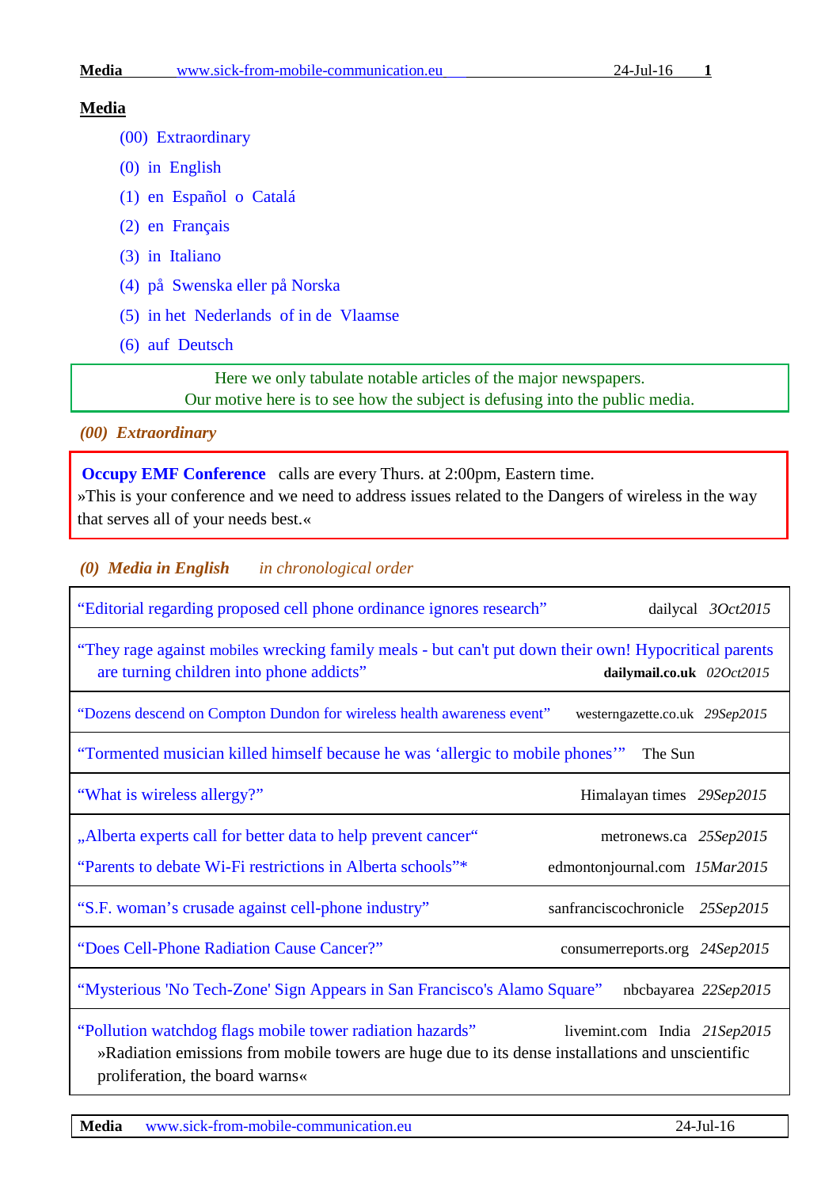# Media

- (00) Extraordinary
- (0) in English
- (1) en Español o Catalá
- (2) en Français
- (3) in Italiano
- (4) på Swenska eller på Norska
- (5) in het Nederlands of in de Vlaamse
- (6) auf Deutsch

Here we only tabulate notable articles of the major newspapers.
Our motive here is to see how the subject is defusing into the public media.

## *(00) Extraordinary*

**Occupy EMF Conference** calls are every Thurs. at 2:00pm, Eastern time.
»This is your conference and we need to address issues related to the Dangers of wireless in the way that serves all of your needs best.«

## *(0) Media in English* *in chronological order*

| Article | Source | Date |
|---|---|---|
| "Editorial regarding proposed cell phone ordinance ignores research" | dailycal | *3Oct2015* |
| "They rage against mobiles wrecking family meals - but can't put down their own! Hypocritical parents are turning children into phone addicts" | **dailymail.co.uk** | *02Oct2015* |
| "Dozens descend on Compton Dundon for wireless health awareness event" | westerngazette.co.uk | *29Sep2015* |
| "Tormented musician killed himself because he was 'allergic to mobile phones'" | The Sun | |
| "What is wireless allergy?" | Himalayan times | *29Sep2015* |
| „Alberta experts call for better data to help prevent cancer" <br> "Parents to debate Wi-Fi restrictions in Alberta schools"* | metronews.ca <br> edmontonjournal.com | *25Sep2015* <br> *15Mar2015* |
| "S.F. woman's crusade against cell-phone industry" | sanfranciscochronicle | *25Sep2015* |
| "Does Cell-Phone Radiation Cause Cancer?" | consumerreports.org | *24Sep2015* |
| "Mysterious 'No Tech-Zone' Sign Appears in San Francisco's Alamo Square" | nbcbayarea | *22Sep2015* |
| "Pollution watchdog flags mobile tower radiation hazards" <br> »Radiation emissions from mobile towers are huge due to its dense installations and unscientific proliferation, the board warns« | livemint.com India | *21Sep2015* |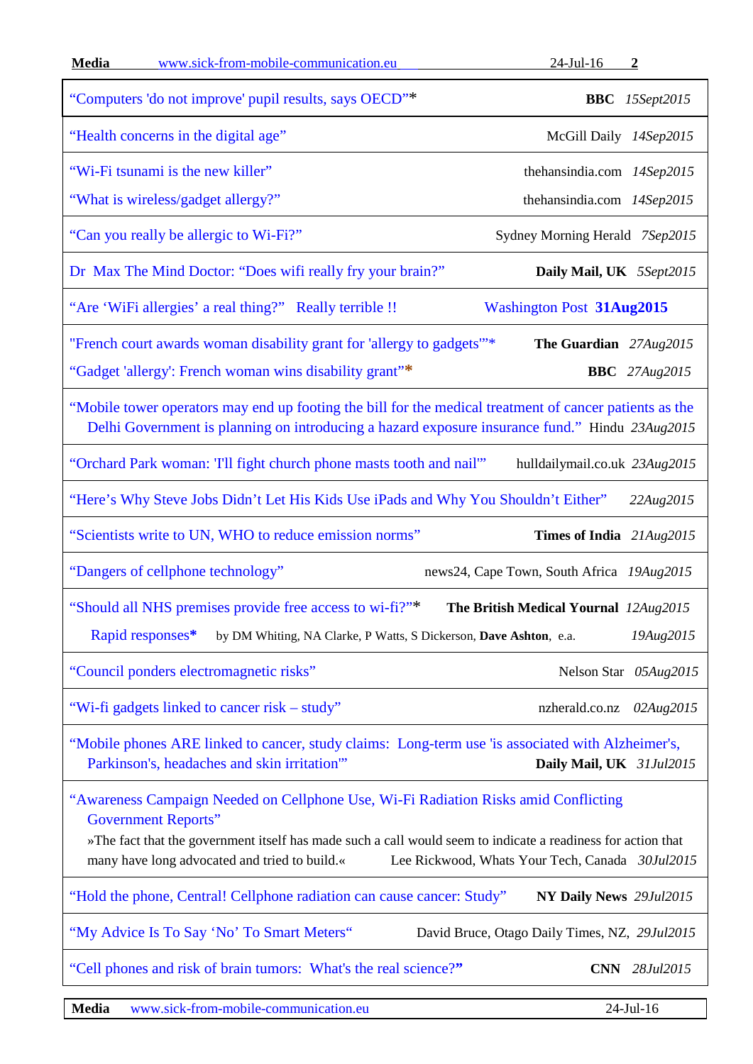| Title | Source | Date |
|---|---|---|
| "Computers 'do not improve' pupil results, says OECD"* | **BBC** | *15Sept2015* |
| "Health concerns in the digital age" | McGill Daily | *14Sep2015* |
| "Wi-Fi tsunami is the new killer" | thehansindia.com | *14Sep2015* |
| "What is wireless/gadget allergy?" | thehansindia.com | *14Sep2015* |
| "Can you really be allergic to Wi-Fi?" | Sydney Morning Herald | *7Sep2015* |
| Dr Max The Mind Doctor: "Does wifi really fry your brain?" | **Daily Mail, UK** | *5Sept2015* |
| "Are 'WiFi allergies' a real thing?" Really terrible !! | Washington Post | **31Aug2015** |
| "French court awards woman disability grant for 'allergy to gadgets'"* | **The Guardian** | *27Aug2015* |
| "Gadget 'allergy': French woman wins disability grant"* | **BBC** | *27Aug2015* |
| "Mobile tower operators may end up footing the bill for the medical treatment of cancer patients as the Delhi Government is planning on introducing a hazard exposure insurance fund." | Hindu | *23Aug2015* |
| "Orchard Park woman: 'I'll fight church phone masts tooth and nail'" | hulldailymail.co.uk | *23Aug2015* |
| "Here's Why Steve Jobs Didn't Let His Kids Use iPads and Why You Shouldn't Either" | | *22Aug2015* |
| "Scientists write to UN, WHO to reduce emission norms" | **Times of India** | *21Aug2015* |
| "Dangers of cellphone technology" | news24, Cape Town, South Africa | *19Aug2015* |
| "Should all NHS premises provide free access to wi-fi?"* | **The British Medical Yournal** | *12Aug2015* |
| Rapid responses* by DM Whiting, NA Clarke, P Watts, S Dickerson, **Dave Ashton**, e.a. | | *19Aug2015* |
| "Council ponders electromagnetic risks" | Nelson Star | *05Aug2015* |
| "Wi-fi gadgets linked to cancer risk – study" | nzherald.co.nz | *02Aug2015* |
| "Mobile phones ARE linked to cancer, study claims: Long-term use 'is associated with Alzheimer's, Parkinson's, headaches and skin irritation'" | **Daily Mail, UK** | *31Jul2015* |
| "Awareness Campaign Needed on Cellphone Use, Wi-Fi Radiation Risks amid Conflicting Government Reports" »The fact that the government itself has made such a call would seem to indicate a readiness for action that many have long advocated and tried to build.« | Lee Rickwood, Whats Your Tech, Canada | *30Jul2015* |
| "Hold the phone, Central! Cellphone radiation can cause cancer: Study" | **NY Daily News** | *29Jul2015* |
| "My Advice Is To Say 'No' To Smart Meters" | David Bruce, Otago Daily Times, NZ, | *29Jul2015* |
| "Cell phones and risk of brain tumors: What's the real science?" | **CNN** | *28Jul2015* |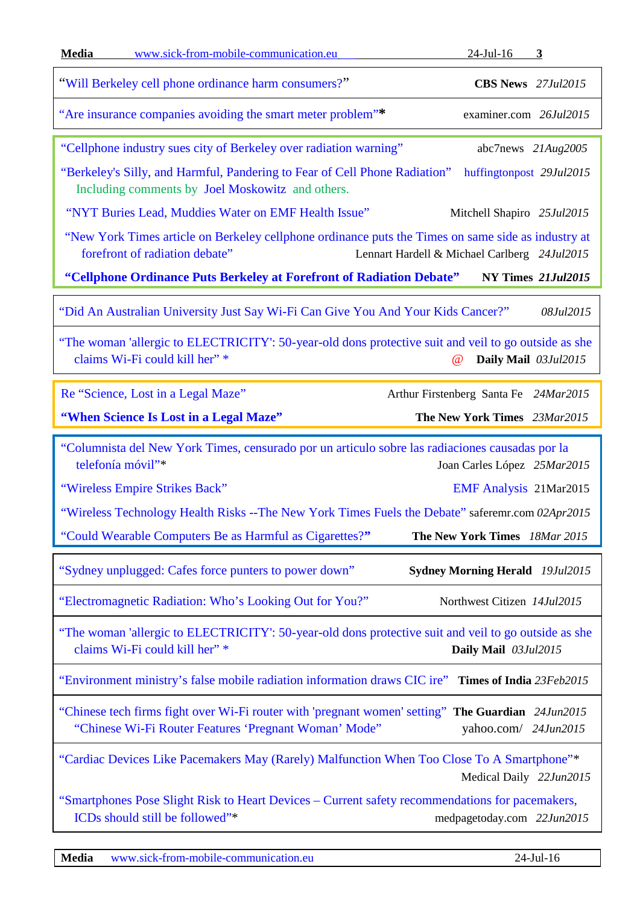"Will Berkeley cell phone ordinance harm consumers?" **CBS News** *27Jul2015*

"Are insurance companies avoiding the smart meter problem"* examiner.com *26Jul2015*

---

"Cellphone industry sues city of Berkeley over radiation warning" abc7news *21Aug2005*

"Berkeley's Silly, and Harmful, Pandering to Fear of Cell Phone Radiation" huffingtonpost *29Jul2015*
Including comments by Joel Moskowitz and others.

"NYT Buries Lead, Muddies Water on EMF Health Issue" Mitchell Shapiro *25Jul2015*

"New York Times article on Berkeley cellphone ordinance puts the Times on same side as industry at forefront of radiation debate" Lennart Hardell & Michael Carlberg *24Jul2015*

**"Cellphone Ordinance Puts Berkeley at Forefront of Radiation Debate"** **NY Times** ***21Jul2015***

---

"Did An Australian University Just Say Wi-Fi Can Give You And Your Kids Cancer?" *08Jul2015*

"The woman 'allergic to ELECTRICITY': 50-year-old dons protective suit and veil to go outside as she claims Wi-Fi could kill her" * @ **Daily Mail** *03Jul2015*

---

Re "Science, Lost in a Legal Maze" Arthur Firstenberg Santa Fe *24Mar2015*

**"When Science Is Lost in a Legal Maze"** **The New York Times** *23Mar2015*

---

"Columnista del New York Times, censurado por un articulo sobre las radiaciones causadas por la telefonía móvil"* Joan Carles López *25Mar2015*

"Wireless Empire Strikes Back" EMF Analysis 21Mar2015

"Wireless Technology Health Risks --The New York Times Fuels the Debate" saferemr.com *02Apr2015*

"Could Wearable Computers Be as Harmful as Cigarettes?" **The New York Times** *18Mar 2015*

---

"Sydney unplugged: Cafes force punters to power down" **Sydney Morning Herald** *19Jul2015*

"Electromagnetic Radiation: Who's Looking Out for You?" Northwest Citizen *14Jul2015*

"The woman 'allergic to ELECTRICITY': 50-year-old dons protective suit and veil to go outside as she claims Wi-Fi could kill her" * **Daily Mail** *03Jul2015*

"Environment ministry's false mobile radiation information draws CIC ire" **Times of India** *23Feb2015*

"Chinese tech firms fight over Wi-Fi router with 'pregnant women' setting" **The Guardian** *24Jun2015*
"Chinese Wi-Fi Router Features 'Pregnant Woman' Mode" yahoo.com/ *24Jun2015*

"Cardiac Devices Like Pacemakers May (Rarely) Malfunction When Too Close To A Smartphone"* Medical Daily *22Jun2015*

"Smartphones Pose Slight Risk to Heart Devices – Current safety recommendations for pacemakers, ICDs should still be followed"* medpagetoday.com *22Jun2015*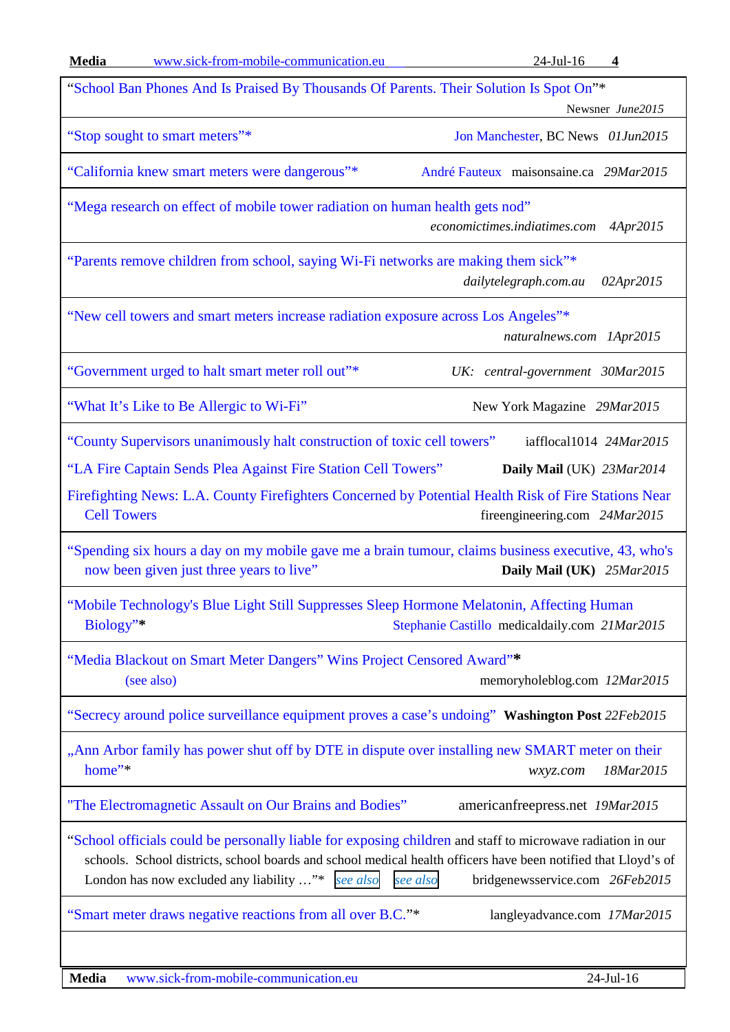| | |
|---|---|
| "School Ban Phones And Is Praised By Thousands Of Parents. Their Solution Is Spot On"* | Newsner *June2015* |
| "Stop sought to smart meters"* | Jon Manchester, BC News *01Jun2015* |
| "California knew smart meters were dangerous"* | André Fauteux maisonsaine.ca *29Mar2015* |
| "Mega research on effect of mobile tower radiation on human health gets nod" | *economictimes.indiatimes.com 4Apr2015* |
| "Parents remove children from school, saying Wi-Fi networks are making them sick"* | *dailytelegraph.com.au 02Apr2015* |
| "New cell towers and smart meters increase radiation exposure across Los Angeles"* | *naturalnews.com 1Apr2015* |
| "Government urged to halt smart meter roll out"* | *UK: central-government 30Mar2015* |
| "What It's Like to Be Allergic to Wi-Fi" | New York Magazine *29Mar2015* |
| "County Supervisors unanimously halt construction of toxic cell towers"<br>"LA Fire Captain Sends Plea Against Fire Station Cell Towers"<br>Firefighting News: L.A. County Firefighters Concerned by Potential Health Risk of Fire Stations Near Cell Towers | iafflocal1014 *24Mar2015*<br>**Daily Mail** (UK) *23Mar2014*<br>fireengineering.com *24Mar2015* |
| "Spending six hours a day on my mobile gave me a brain tumour, claims business executive, 43, who's now been given just three years to live" | **Daily Mail (UK)** *25Mar2015* |
| "Mobile Technology's Blue Light Still Suppresses Sleep Hormone Melatonin, Affecting Human Biology"* | Stephanie Castillo medicaldaily.com *21Mar2015* |
| "Media Blackout on Smart Meter Dangers" Wins Project Censored Award"* (see also) | memoryholeblog.com *12Mar2015* |
| "Secrecy around police surveillance equipment proves a case's undoing" | **Washington Post** *22Feb2015* |
| „Ann Arbor family has power shut off by DTE in dispute over installing new SMART meter on their home"* | *wxyz.com 18Mar2015* |
| "The Electromagnetic Assault on Our Brains and Bodies" | americanfreepress.net *19Mar2015* |
| "School officials could be personally liable for exposing children and staff to microwave radiation in our schools. School districts, school boards and school medical health officers have been notified that Lloyd's of London has now excluded any liability …"* *see also* *see also* | bridgenewsservice.com *26Feb2015* |
| "Smart meter draws negative reactions from all over B.C."* | langleyadvance.com *17Mar2015* |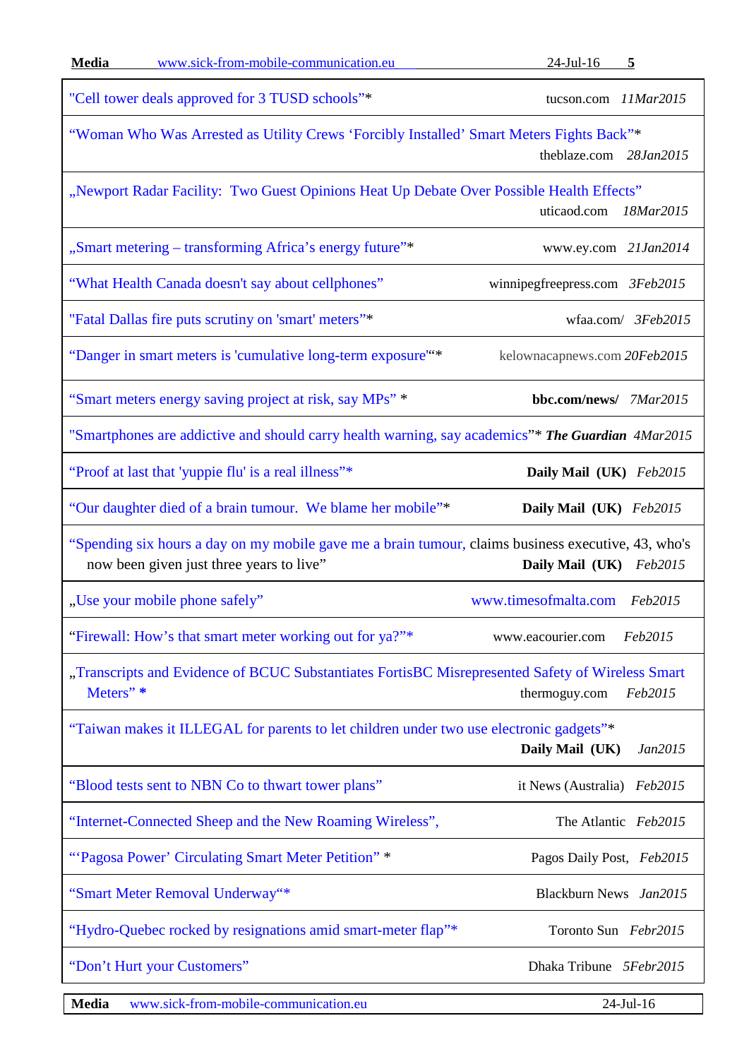| Title | Source | Date |
|---|---|---|
| "Cell tower deals approved for 3 TUSD schools"* | tucson.com | *11Mar2015* |
| "Woman Who Was Arrested as Utility Crews 'Forcibly Installed' Smart Meters Fights Back"* | theblaze.com | *28Jan2015* |
| „Newport Radar Facility: Two Guest Opinions Heat Up Debate Over Possible Health Effects" | uticaod.com | *18Mar2015* |
| „Smart metering – transforming Africa's energy future"* | www.ey.com | *21Jan2014* |
| "What Health Canada doesn't say about cellphones" | winnipegfreepress.com | *3Feb2015* |
| "Fatal Dallas fire puts scrutiny on 'smart' meters"* | wfaa.com/ | *3Feb2015* |
| "Danger in smart meters is 'cumulative long-term exposure'"* | kelownacapnews.com | *20Feb2015* |
| "Smart meters energy saving project at risk, say MPs" * | **bbc.com/news/** | *7Mar2015* |
| "Smartphones are addictive and should carry health warning, say academics"* | ***The Guardian*** | *4Mar2015* |
| "Proof at last that 'yuppie flu' is a real illness"* | **Daily Mail (UK)** | *Feb2015* |
| "Our daughter died of a brain tumour. We blame her mobile"* | **Daily Mail (UK)** | *Feb2015* |
| "Spending six hours a day on my mobile gave me a brain tumour, claims business executive, 43, who's now been given just three years to live" | **Daily Mail (UK)** | *Feb2015* |
| „Use your mobile phone safely" | www.timesofmalta.com | *Feb2015* |
| "Firewall: How's that smart meter working out for ya?"* | www.eacourier.com | *Feb2015* |
| „Transcripts and Evidence of BCUC Substantiates FortisBC Misrepresented Safety of Wireless Smart Meters" * | thermoguy.com | *Feb2015* |
| "Taiwan makes it ILLEGAL for parents to let children under two use electronic gadgets"* | **Daily Mail (UK)** | *Jan2015* |
| "Blood tests sent to NBN Co to thwart tower plans" | it News (Australia) | *Feb2015* |
| "Internet-Connected Sheep and the New Roaming Wireless", | The Atlantic | *Feb2015* |
| "'Pagosa Power' Circulating Smart Meter Petition" * | Pagos Daily Post, | *Feb2015* |
| "Smart Meter Removal Underway"* | Blackburn News | *Jan2015* |
| "Hydro-Quebec rocked by resignations amid smart-meter flap"* | Toronto Sun | *Febr2015* |
| "Don't Hurt your Customers" | Dhaka Tribune | *5Febr2015* |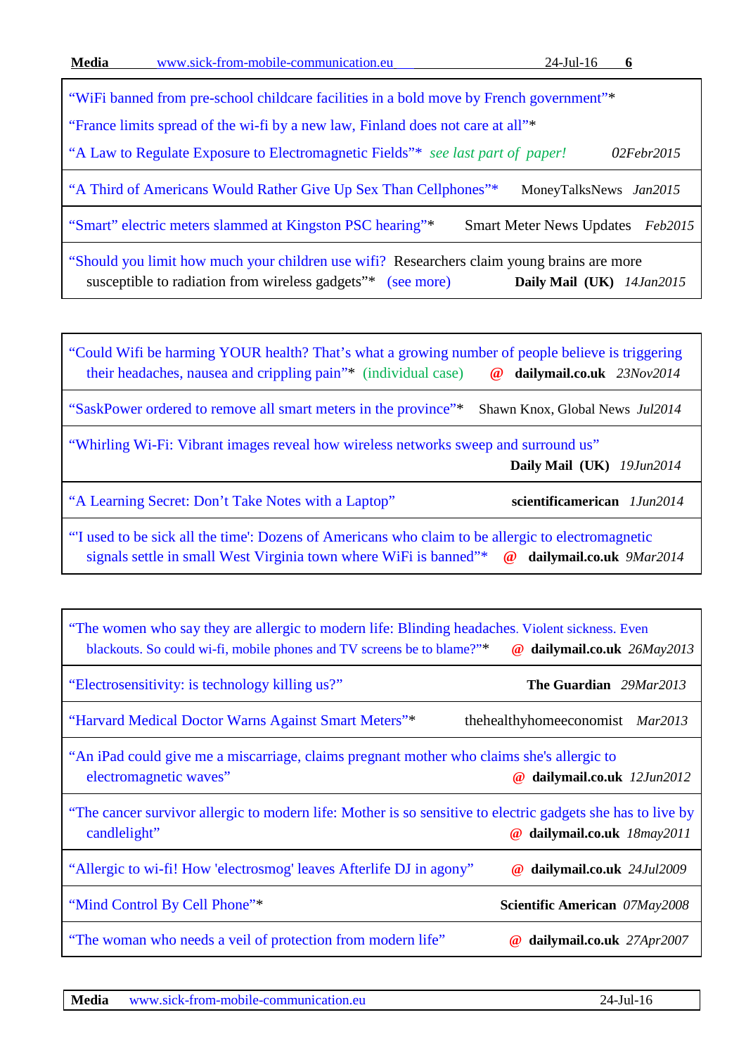“WiFi banned from pre-school childcare facilities in a bold move by French government”*

“France limits spread of the wi-fi by a new law, Finland does not care at all”*

“A Law to Regulate Exposure to Electromagnetic Fields”* *see last part of paper!* *02Febr2015*

---

“A Third of Americans Would Rather Give Up Sex Than Cellphones”* MoneyTalksNews *Jan2015*

---

“Smart” electric meters slammed at Kingston PSC hearing”* Smart Meter News Updates *Feb2015*

---

“Should you limit how much your children use wifi? Researchers claim young brains are more susceptible to radiation from wireless gadgets”* (see more) **Daily Mail (UK)** *14Jan2015*

---

“Could Wifi be harming YOUR health? That’s what a growing number of people believe is triggering their headaches, nausea and crippling pain”* (individual case) @ **dailymail.co.uk** *23Nov2014*

---

“SaskPower ordered to remove all smart meters in the province”* Shawn Knox, Global News *Jul2014*

---

“Whirling Wi-Fi: Vibrant images reveal how wireless networks sweep and surround us” **Daily Mail (UK)** *19Jun2014*

---

“A Learning Secret: Don’t Take Notes with a Laptop” **scientificamerican** *1Jun2014*

---

“'I used to be sick all the time': Dozens of Americans who claim to be allergic to electromagnetic signals settle in small West Virginia town where WiFi is banned”* @ **dailymail.co.uk** *9Mar2014*

---

“The women who say they are allergic to modern life: Blinding headaches. Violent sickness. Even blackouts. So could wi-fi, mobile phones and TV screens be to blame?”* @ **dailymail.co.uk** *26May2013*

---

“Electrosensitivity: is technology killing us?” **The Guardian** *29Mar2013*

---

“Harvard Medical Doctor Warns Against Smart Meters”* thehealthyhomeeconomist *Mar2013*

---

“An iPad could give me a miscarriage, claims pregnant mother who claims she's allergic to electromagnetic waves” @ **dailymail.co.uk** *12Jun2012*

---

“The cancer survivor allergic to modern life: Mother is so sensitive to electric gadgets she has to live by candlelight” @ **dailymail.co.uk** *18may2011*

---

“Allergic to wi-fi! How 'electrosmog' leaves Afterlife DJ in agony” @ **dailymail.co.uk** *24Jul2009*

---

“Mind Control By Cell Phone”* **Scientific American** *07May2008*

---

“The woman who needs a veil of protection from modern life” @ **dailymail.co.uk** *27Apr2007*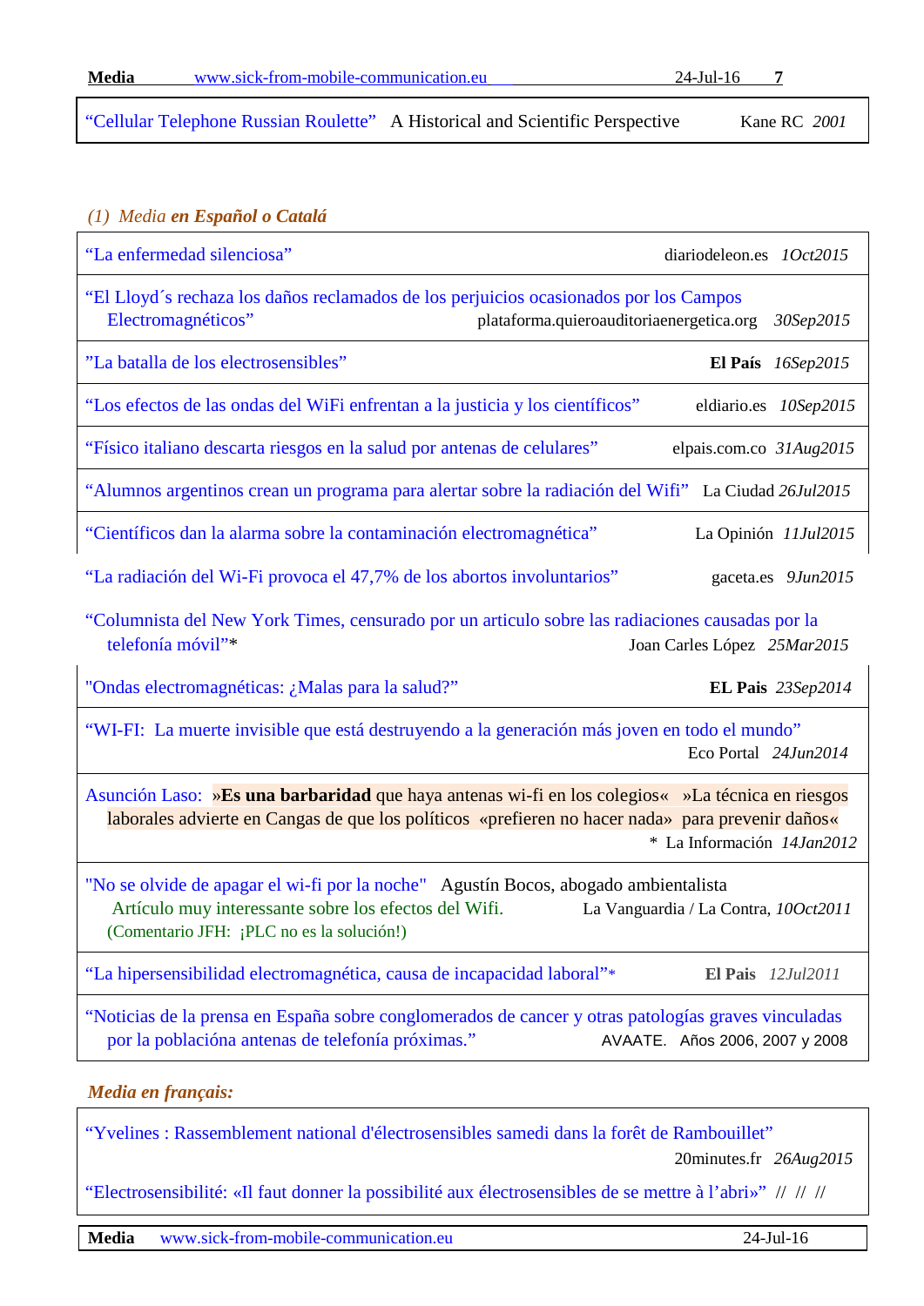| | | |
|---|---|---|
| "Cellular Telephone Russian Roulette" A Historical and Scientific Perspective | Kane RC | *2001* |

*(1) Media* ***en Español o Catalá***

| | | |
|---|---|---|
| "La enfermedad silenciosa" | diariodeleon.es | *1Oct2015* |
| "El Lloyd´s rechaza los daños reclamados de los perjuicios ocasionados por los Campos Electromagnéticos" | plataforma.quieroauditoriaenergetica.org | *30Sep2015* |
| "La batalla de los electrosensibles" | **El País** | *16Sep2015* |
| "Los efectos de las ondas del WiFi enfrentan a la justicia y los científicos" | eldiario.es | *10Sep2015* |
| "Físico italiano descarta riesgos en la salud por antenas de celulares" | elpais.com.co | *31Aug2015* |
| "Alumnos argentinos crean un programa para alertar sobre la radiación del Wifi" | La Ciudad | *26Jul2015* |
| "Científicos dan la alarma sobre la contaminación electromagnética" | La Opinión | *11Jul2015* |
| "La radiación del Wi-Fi provoca el 47,7% de los abortos involuntarios" | gaceta.es | *9Jun2015* |
| "Columnista del New York Times, censurado por un articulo sobre las radiaciones causadas por la telefonía móvil"* | Joan Carles López | *25Mar2015* |
| "Ondas electromagnéticas: ¿Malas para la salud?" | **EL Pais** | *23Sep2014* |
| "WI-FI: La muerte invisible que está destruyendo a la generación más joven en todo el mundo" | Eco Portal | *24Jun2014* |
| Asunción Laso: »**Es una barbaridad** que haya antenas wi-fi en los colegios« »La técnica en riesgos laborales advierte en Cangas de que los políticos «prefieren no hacer nada» para prevenir daños« | * La Información | *14Jan2012* |
| "No se olvide de apagar el wi-fi por la noche" Agustín Bocos, abogado ambientalista<br>Artículo muy interessante sobre los efectos del Wifi.<br>(Comentario JFH: ¡PLC no es la solución!) | La Vanguardia / La Contra, | *10Oct2011* |
| "La hipersensibilidad electromagnética, causa de incapacidad laboral"* | **El Pais** | *12Jul2011* |
| "Noticias de la prensa en España sobre conglomerados de cancer y otras patologías graves vinculadas por la poblacióna antenas de telefonía próximas." | AVAATE. | Años 2006, 2007 y 2008 |

***Media en français:***

| | | |
|---|---|---|
| "Yvelines : Rassemblement national d'électrosensibles samedi dans la forêt de Rambouillet" | 20minutes.fr | *26Aug2015* |
| "Electrosensibilité: «Il faut donner la possibilité aux électrosensibles de se mettre à l'abri»" | // | // |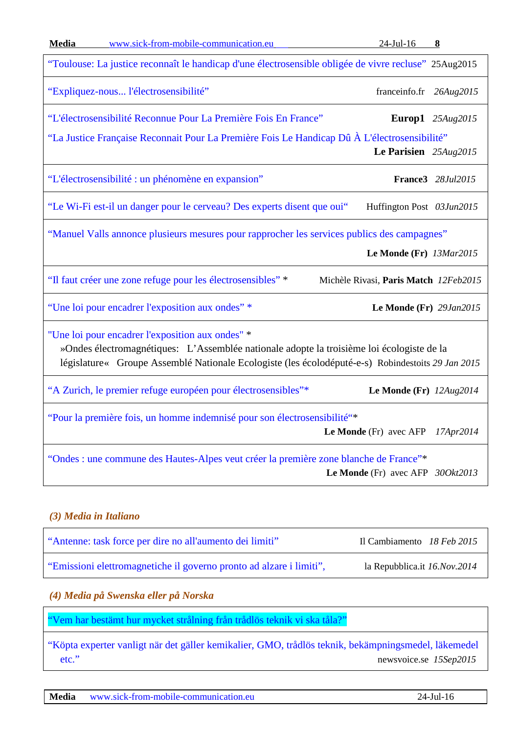| | |
|---|---|
| “Toulouse: La justice reconnaît le handicap d'une électrosensible obligée de vivre recluse” | 25Aug2015 |
| “Expliquez-nous... l'électrosensibilité” | franceinfo.fr *26Aug2015* |
| “L'électrosensibilité Reconnue Pour La Première Fois En France”<br>“La Justice Française Reconnait Pour La Première Fois Le Handicap Dû À L'électrosensibilité” | **Europ1** *25Aug2015*<br>**Le Parisien** *25Aug2015* |
| “L'électrosensibilité : un phénomène en expansion” | **France3** *28Jul2015* |
| “Le Wi-Fi est-il un danger pour le cerveau? Des experts disent que oui“ | Huffington Post *03Jun2015* |
| “Manuel Valls annonce plusieurs mesures pour rapprocher les services publics des campagnes” | **Le Monde (Fr)** *13Mar2015* |
| “Il faut créer une zone refuge pour les électrosensibles” * | Michèle Rivasi, **Paris Match** *12Feb2015* |
| “Une loi pour encadrer l'exposition aux ondes” * | **Le Monde (Fr)** *29Jan2015* |
| "Une loi pour encadrer l'exposition aux ondes" *<br>»Ondes électromagnétiques: L'Assemblée nationale adopte la troisième loi écologiste de la législature« Groupe Assemblé Nationale Ecologiste (les écolodéputé-e-s) | Robindestoits *29 Jan 2015* |
| “A Zurich, le premier refuge européen pour électrosensibles”* | **Le Monde (Fr)** *12Aug2014* |
| “Pour la première fois, un homme indemnisé pour son électrosensibilité“* | **Le Monde** (Fr) avec AFP *17Apr2014* |
| “Ondes : une commune des Hautes-Alpes veut créer la première zone blanche de France”* | **Le Monde** (Fr) avec AFP *30Okt2013* |

### *(3) Media in Italiano*

| | |
|---|---|
| “Antenne: task force per dire no all'aumento dei limiti” | Il Cambiamento *18 Feb 2015* |
| “Emissioni elettromagnetiche il governo pronto ad alzare i limiti”, | la Repubblica.it *16.Nov.2014* |

### *(4) Media på Swenska eller på Norska*

| | |
|---|---|
| “Vem har bestämt hur mycket strålning från trådlös teknik vi ska tåla?” | |
| “Köpta experter vanligt när det gäller kemikalier, GMO, trådlös teknik, bekämpningsmedel, läkemedel etc.” | newsvoice.se *15Sep2015* |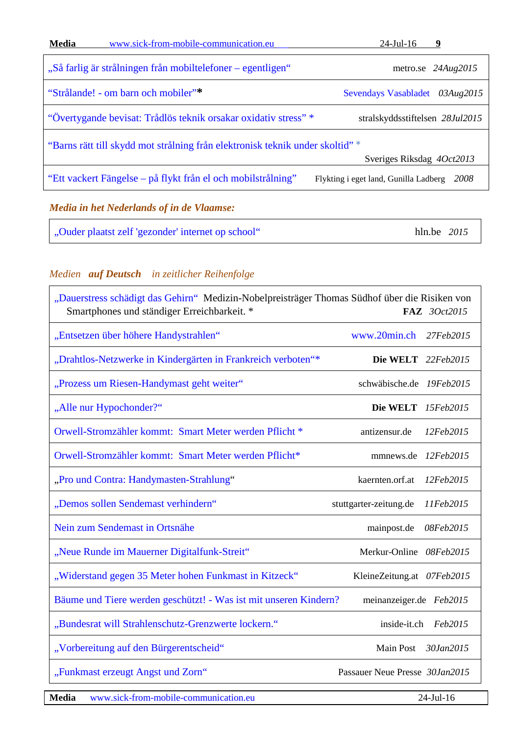| | |
|---|---|
| „Så farlig är strålningen från mobiltelefoner – egentligen“ | metro.se *24Aug2015* |
| “Strålande! - om barn och mobiler”* | Sevendays Vasabladet *03Aug2015* |
| “Övertygande bevisat: Trådlös teknik orsakar oxidativ stress” * | stralskyddsstiftelsen *28Jul2015* |
| “Barns rätt till skydd mot strålning från elektronisk teknik under skoltid” * | Sveriges Riksdag *4Oct2013* |
| “Ett vackert Fängelse – på flykt från el och mobilstrålning” | Flykting i eget land, Gunilla Ladberg *2008* |

***Media in het Nederlands of in de Vlaamse:***

| | |
|---|---|
| „Ouder plaatst zelf 'gezonder' internet op school“ | hln.be *2015* |

*Medien* ***auf Deutsch*** *in zeitlicher Reihenfolge*

| | |
|---|---|
| „Dauerstress schädigt das Gehirn“ Medizin-Nobelpreisträger Thomas Südhof über die Risiken von Smartphones und ständiger Erreichbarkeit. * | **FAZ** *3Oct2015* |
| „Entsetzen über höhere Handystrahlen“ | www.20min.ch *27Feb2015* |
| „Drahtlos-Netzwerke in Kindergärten in Frankreich verboten“* | **Die WELT** *22Feb2015* |
| „Prozess um Riesen-Handymast geht weiter“ | schwäbische.de *19Feb2015* |
| „Alle nur Hypochonder?“ | **Die WELT** *15Feb2015* |
| Orwell-Stromzähler kommt: Smart Meter werden Pflicht * | antizensur.de *12Feb2015* |
| Orwell-Stromzähler kommt: Smart Meter werden Pflicht* | mmnews.de *12Feb2015* |
| „Pro und Contra: Handymasten-Strahlung“ | kaernten.orf.at *12Feb2015* |
| „Demos sollen Sendemast verhindern“ | stuttgarter-zeitung.de *11Feb2015* |
| Nein zum Sendemast in Ortsnähe | mainpost.de *08Feb2015* |
| „Neue Runde im Mauerner Digitalfunk-Streit“ | Merkur-Online *08Feb2015* |
| „Widerstand gegen 35 Meter hohen Funkmast in Kitzeck“ | KleineZeitung.at *07Feb2015* |
| Bäume und Tiere werden geschützt! - Was ist mit unseren Kindern? | meinanzeiger.de *Feb2015* |
| „Bundesrat will Strahlenschutz-Grenzwerte lockern.“ | inside-it.ch *Feb2015* |
| „Vorbereitung auf den Bürgerentscheid“ | Main Post *30Jan2015* |
| „Funkmast erzeugt Angst und Zorn“ | Passauer Neue Presse *30Jan2015* |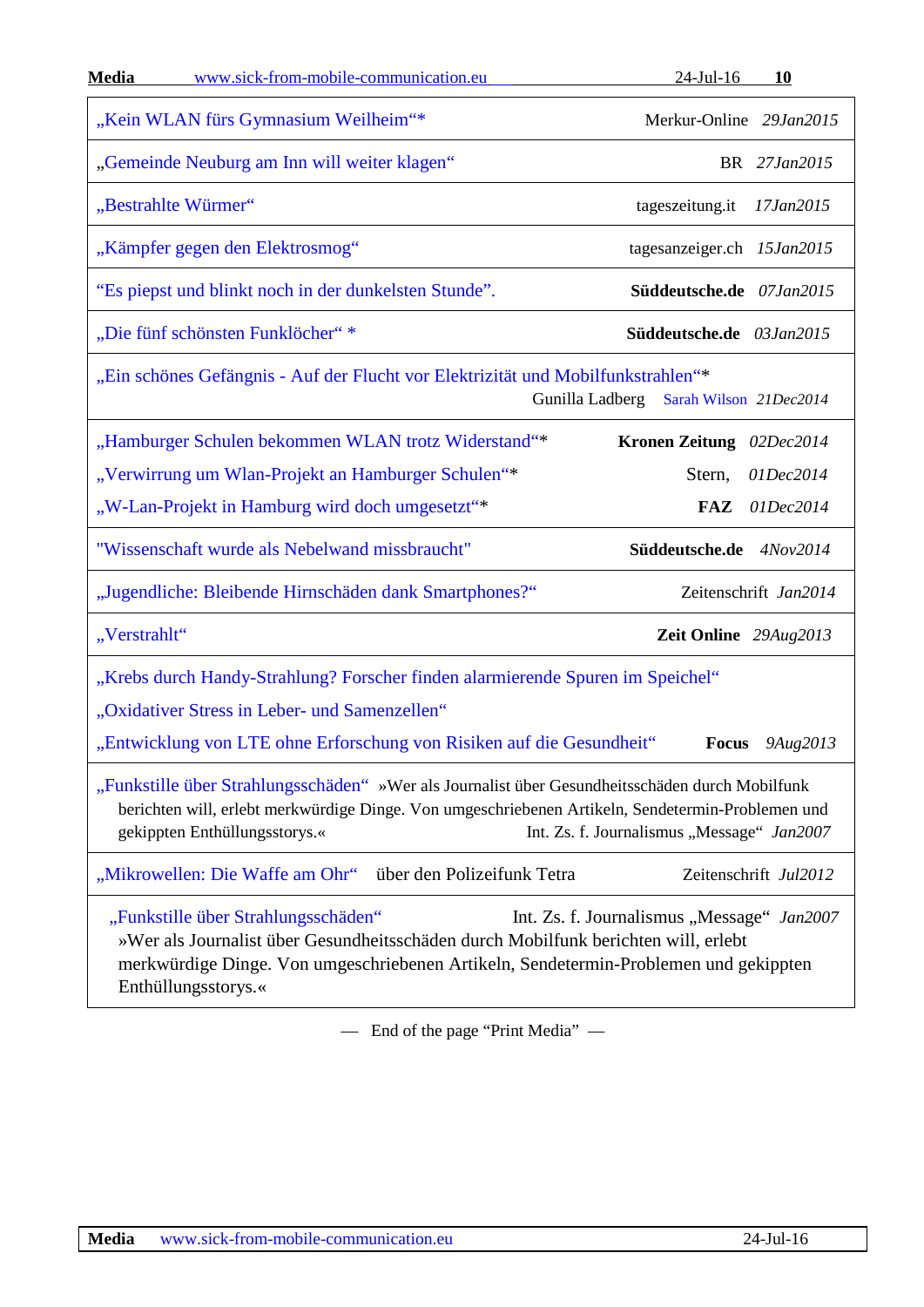| | | |
|---|---|---|
| „Kein WLAN fürs Gymnasium Weilheim“* | Merkur-Online | *29Jan2015* |
| „Gemeinde Neuburg am Inn will weiter klagen“ | BR | *27Jan2015* |
| „Bestrahlte Würmer“ | tageszeitung.it | *17Jan2015* |
| „Kämpfer gegen den Elektrosmog“ | tagesanzeiger.ch | *15Jan2015* |
| “Es piepst und blinkt noch in der dunkelsten Stunde”. | **Süddeutsche.de** | *07Jan2015* |
| „Die fünf schönsten Funklöcher“ * | **Süddeutsche.de** | *03Jan2015* |
| „Ein schönes Gefängnis - Auf der Flucht vor Elektrizität und Mobilfunkstrahlen“* | Gunilla Ladberg Sarah Wilson | *21Dec2014* |
| „Hamburger Schulen bekommen WLAN trotz Widerstand“* | **Kronen Zeitung** | *02Dec2014* |
| „Verwirrung um Wlan-Projekt an Hamburger Schulen“* | Stern, | *01Dec2014* |
| „W-Lan-Projekt in Hamburg wird doch umgesetzt“* | **FAZ** | *01Dec2014* |
| "Wissenschaft wurde als Nebelwand missbraucht" | **Süddeutsche.de** | *4Nov2014* |
| „Jugendliche: Bleibende Hirnschäden dank Smartphones?“ | Zeitenschrift | *Jan2014* |
| „Verstrahlt“ | **Zeit Online** | *29Aug2013* |
| „Krebs durch Handy-Strahlung? Forscher finden alarmierende Spuren im Speichel“ | | |
| „Oxidativer Stress in Leber- und Samenzellen“ | | |
| „Entwicklung von LTE ohne Erforschung von Risiken auf die Gesundheit“ | **Focus** | *9Aug2013* |
| „Funkstille über Strahlungsschäden“ »Wer als Journalist über Gesundheitsschäden durch Mobilfunk berichten will, erlebt merkwürdige Dinge. Von umgeschriebenen Artikeln, Sendetermin-Problemen und gekippten Enthüllungsstorys.« | Int. Zs. f. Journalismus „Message“ | *Jan2007* |
| „Mikrowellen: Die Waffe am Ohr“ über den Polizeifunk Tetra | Zeitenschrift | *Jul2012* |
| „Funkstille über Strahlungsschäden“ »Wer als Journalist über Gesundheitsschäden durch Mobilfunk berichten will, erlebt merkwürdige Dinge. Von umgeschriebenen Artikeln, Sendetermin-Problemen und gekippten Enthüllungsstorys.« | Int. Zs. f. Journalismus „Message“ | *Jan2007* |

— End of the page “Print Media” —